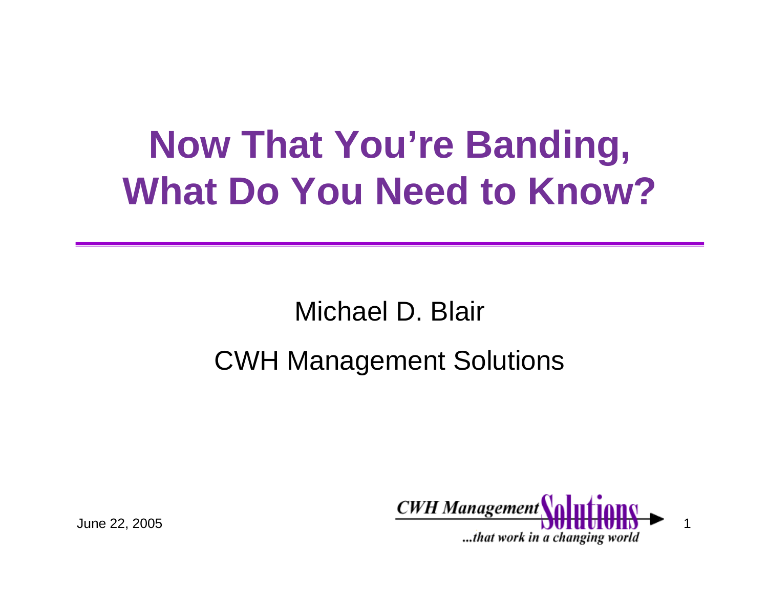# Now That You're Banding, What Do You Need to Know?

Michael D. Blair

CWH Management Solutions

June 22, 2005

CWH Management Solutions

...that work in a changing world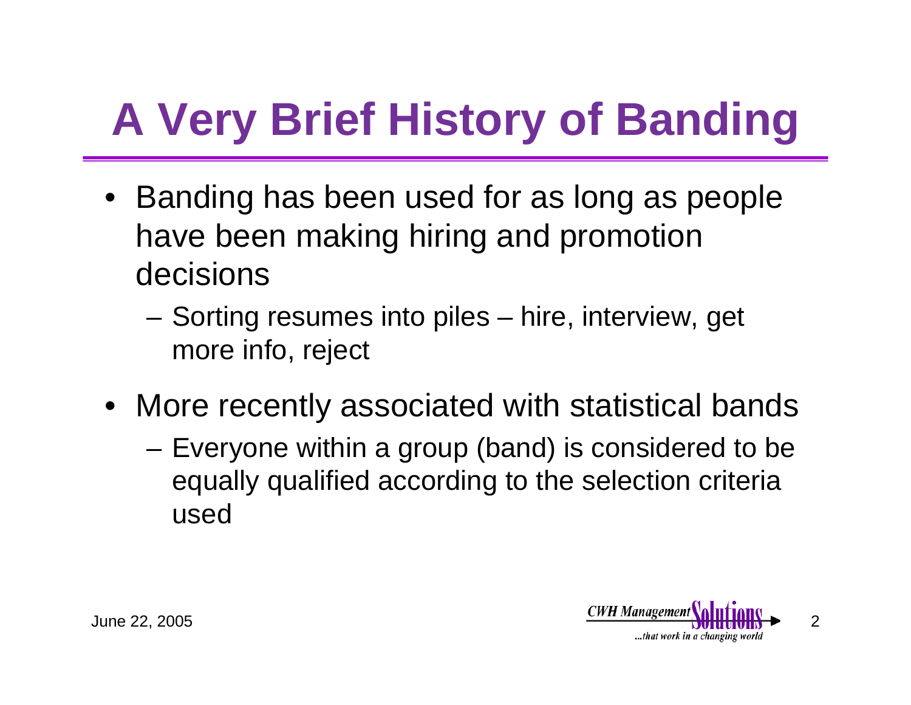# A Very Brief History of Banding

- Banding has been used for as long as people have been making hiring and promotion decisions
  - Sorting resumes into piles – hire, interview, get more info, reject
- More recently associated with statistical bands
  - Everyone within a group (band) is considered to be equally qualified according to the selection criteria used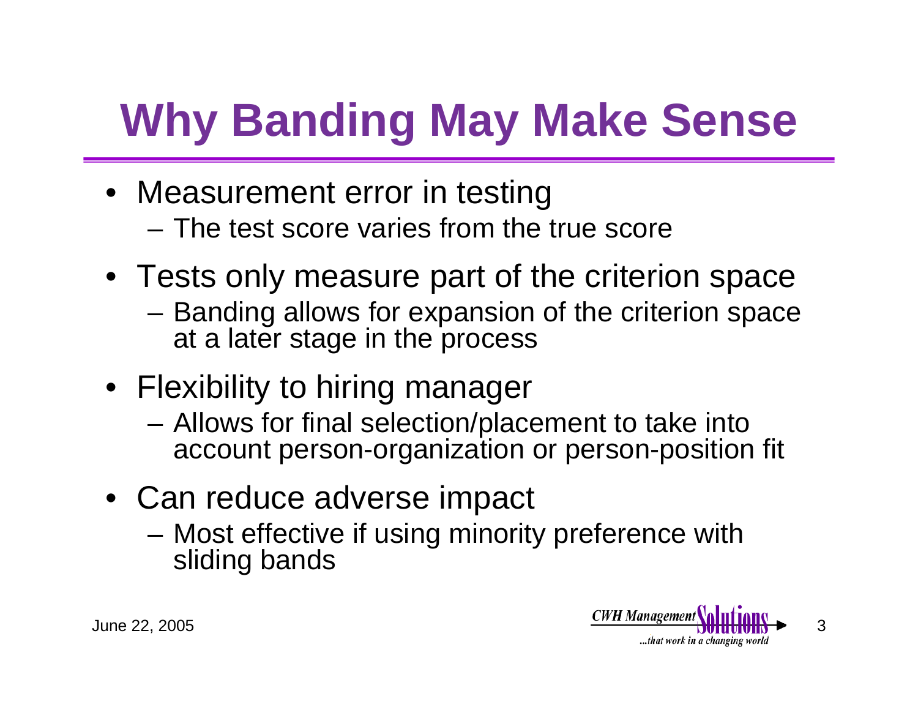# Why Banding May Make Sense

- Measurement error in testing
  - The test score varies from the true score
- Tests only measure part of the criterion space
  - Banding allows for expansion of the criterion space at a later stage in the process
- Flexibility to hiring manager
  - Allows for final selection/placement to take into account person-organization or person-position fit
- Can reduce adverse impact
  - Most effective if using minority preference with sliding bands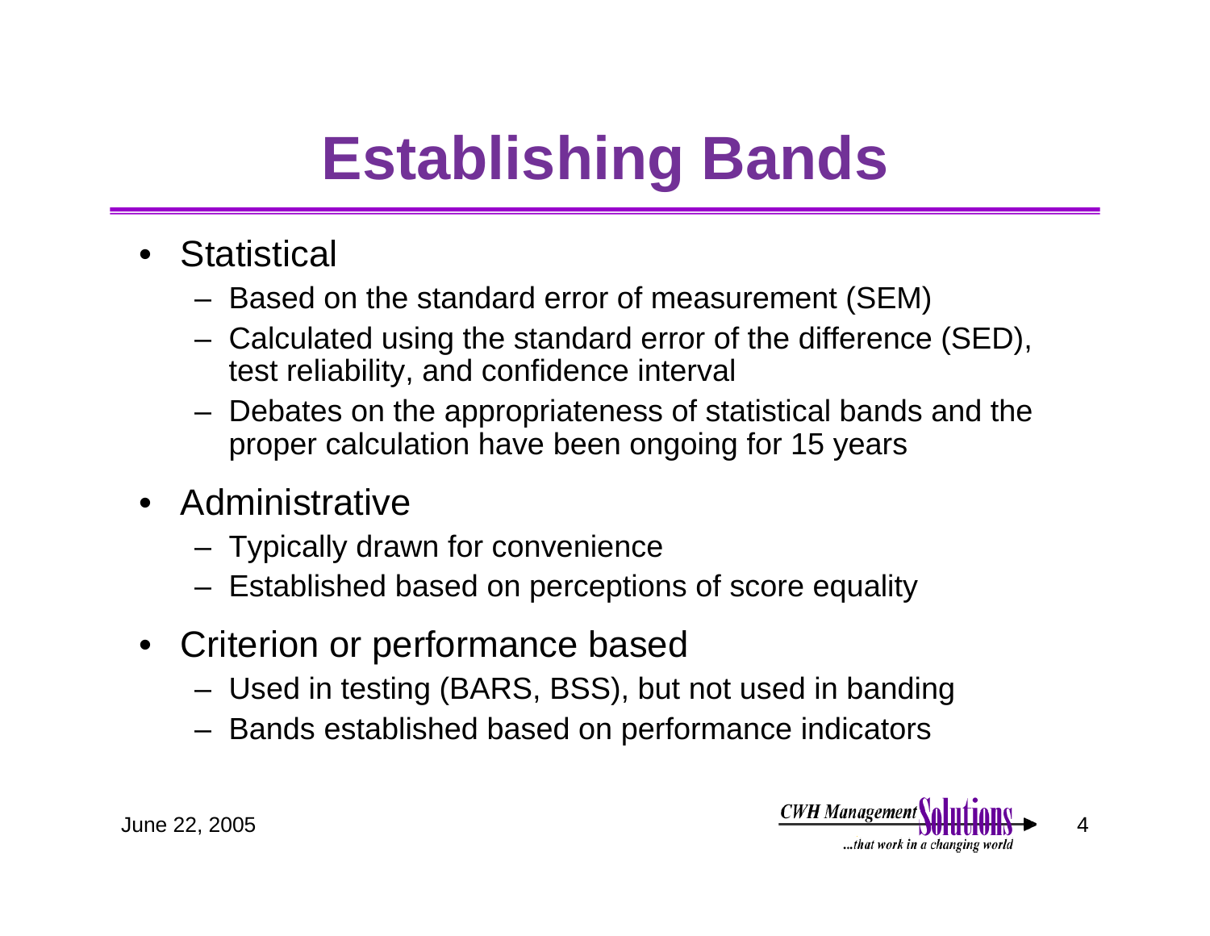# Establishing Bands

- Statistical
  - Based on the standard error of measurement (SEM)
  - Calculated using the standard error of the difference (SED), test reliability, and confidence interval
  - Debates on the appropriateness of statistical bands and the proper calculation have been ongoing for 15 years
- Administrative
  - Typically drawn for convenience
  - Established based on perceptions of score equality
- Criterion or performance based
  - Used in testing (BARS, BSS), but not used in banding
  - Bands established based on performance indicators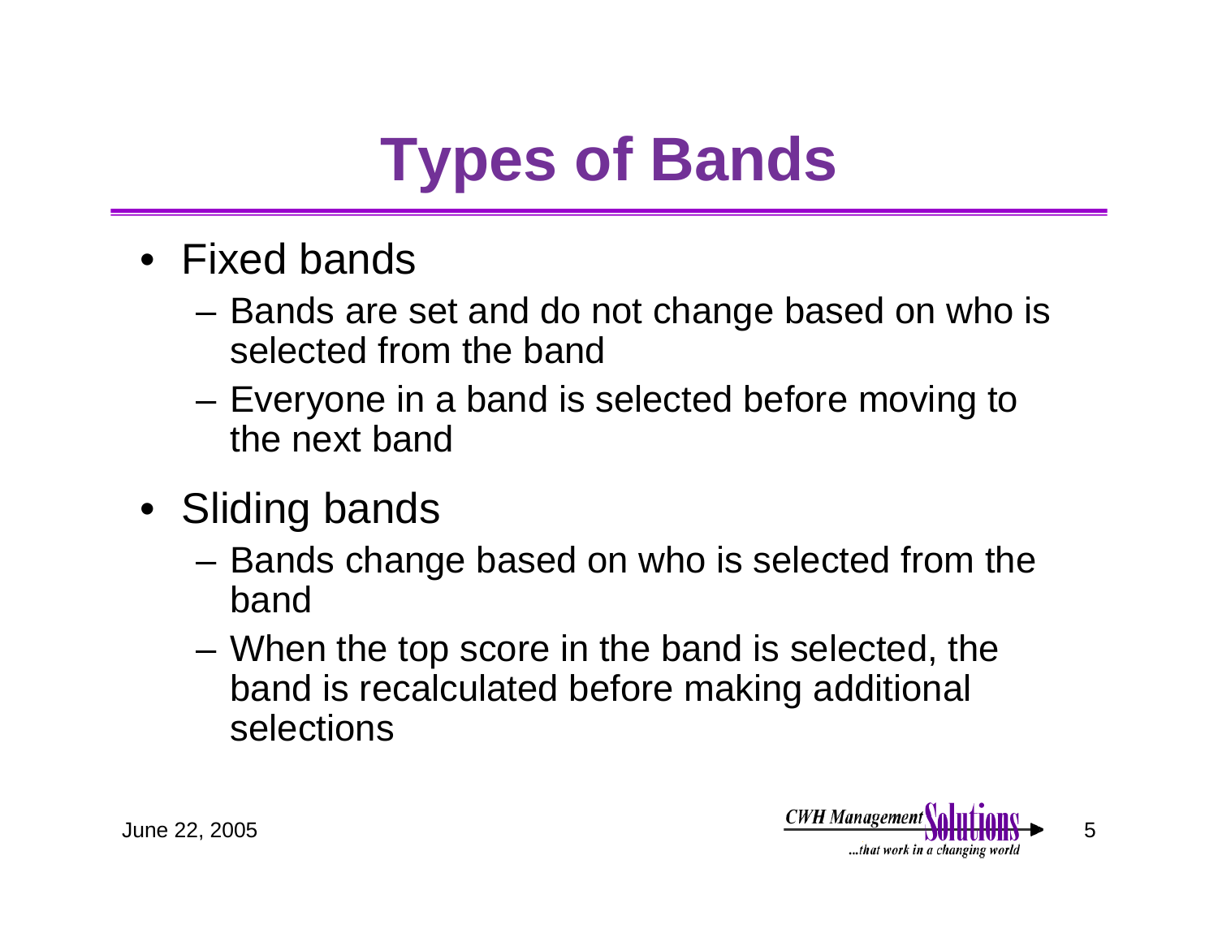# Types of Bands

- Fixed bands
  - Bands are set and do not change based on who is selected from the band
  - Everyone in a band is selected before moving to the next band
- Sliding bands
  - Bands change based on who is selected from the band
  - When the top score in the band is selected, the band is recalculated before making additional selections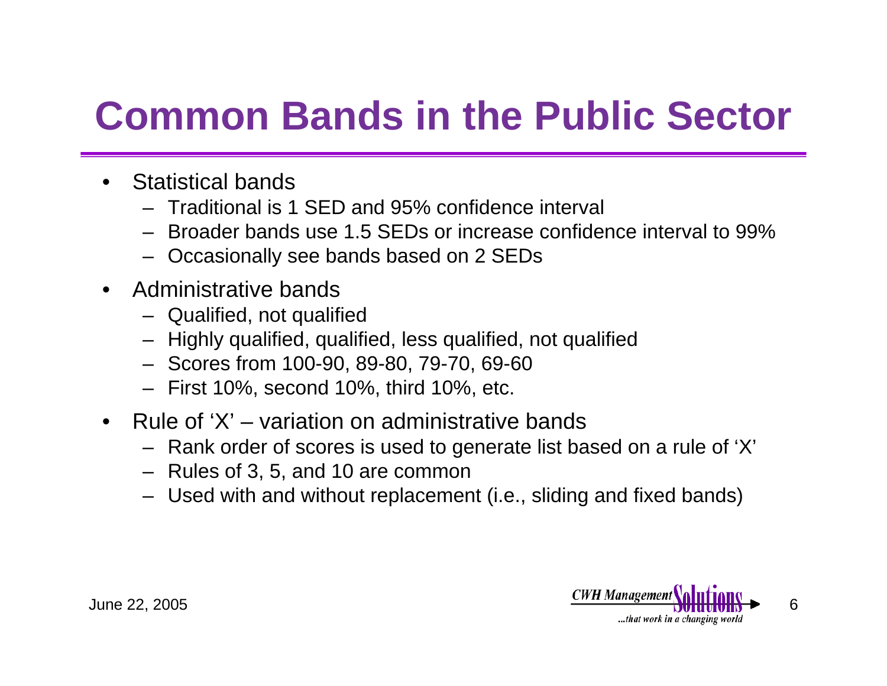# Common Bands in the Public Sector

- Statistical bands
  - Traditional is 1 SED and 95% confidence interval
  - Broader bands use 1.5 SEDs or increase confidence interval to 99%
  - Occasionally see bands based on 2 SEDs
- Administrative bands
  - Qualified, not qualified
  - Highly qualified, qualified, less qualified, not qualified
  - Scores from 100-90, 89-80, 79-70, 69-60
  - First 10%, second 10%, third 10%, etc.
- Rule of 'X' – variation on administrative bands
  - Rank order of scores is used to generate list based on a rule of 'X'
  - Rules of 3, 5, and 10 are common
  - Used with and without replacement (i.e., sliding and fixed bands)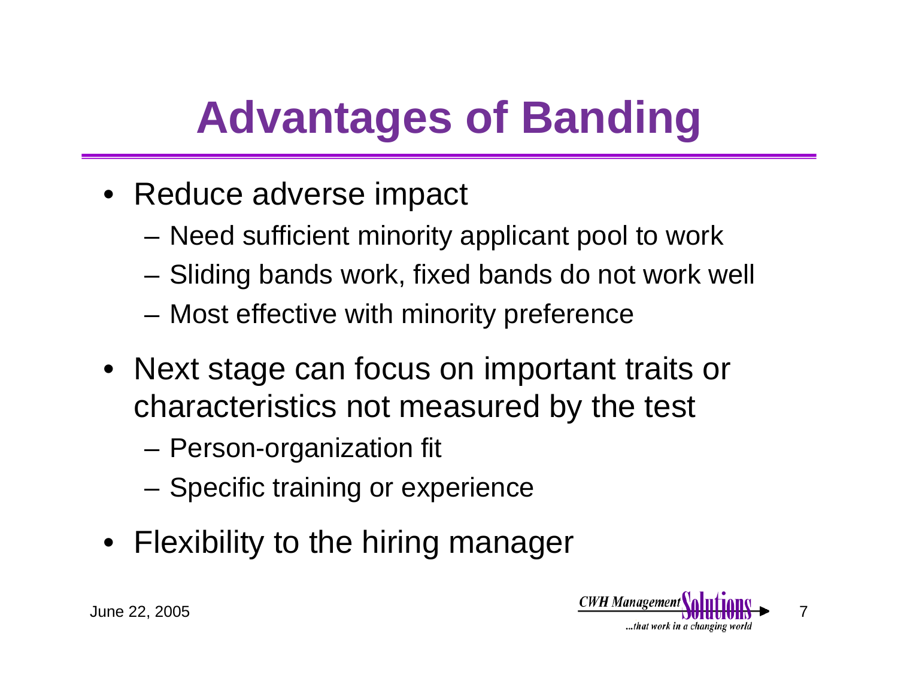# Advantages of Banding

- Reduce adverse impact
  - Need sufficient minority applicant pool to work
  - Sliding bands work, fixed bands do not work well
  - Most effective with minority preference
- Next stage can focus on important traits or characteristics not measured by the test
  - Person-organization fit
  - Specific training or experience
- Flexibility to the hiring manager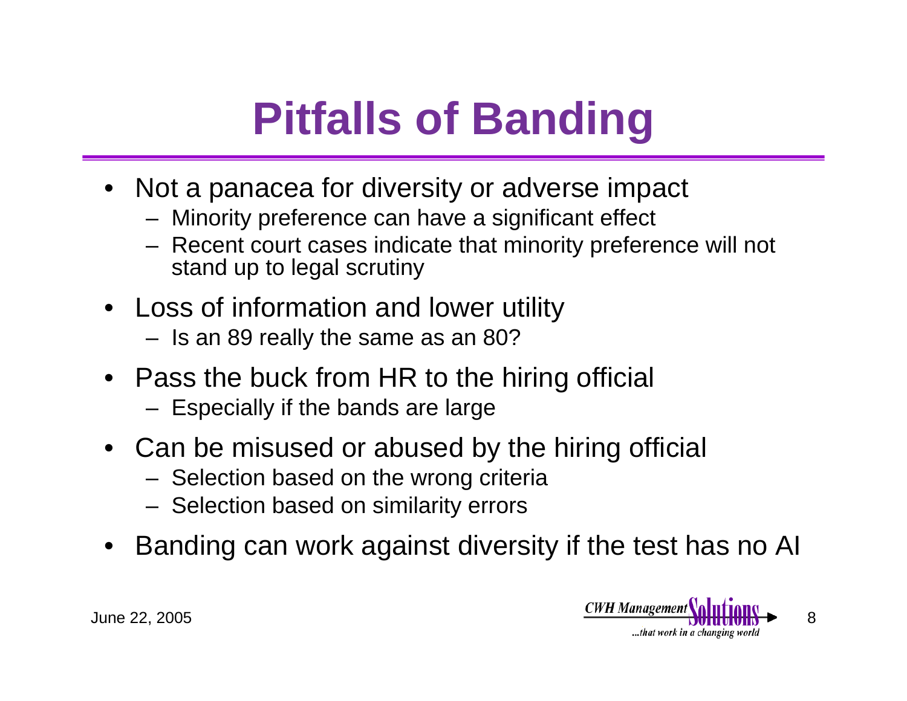# Pitfalls of Banding

- Not a panacea for diversity or adverse impact
  - Minority preference can have a significant effect
  - Recent court cases indicate that minority preference will not stand up to legal scrutiny
- Loss of information and lower utility
  - Is an 89 really the same as an 80?
- Pass the buck from HR to the hiring official
  - Especially if the bands are large
- Can be misused or abused by the hiring official
  - Selection based on the wrong criteria
  - Selection based on similarity errors
- Banding can work against diversity if the test has no AI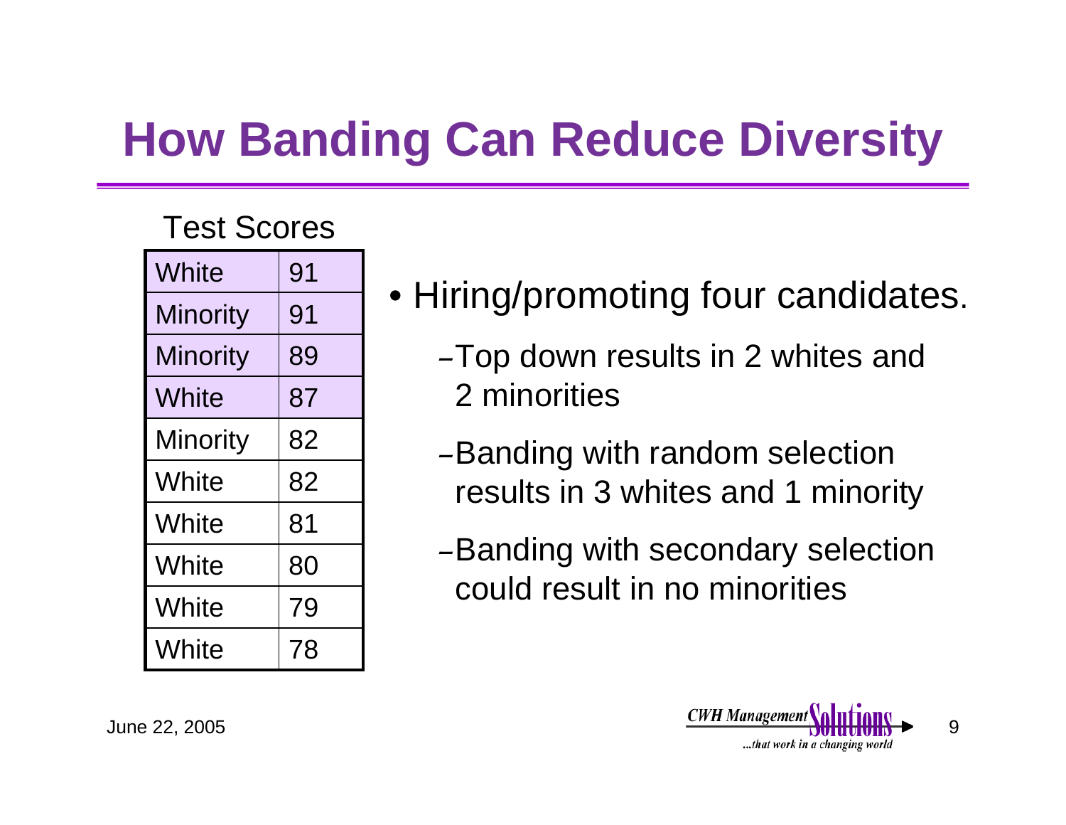# How Banding Can Reduce Diversity

Test Scores

| Group | Score |
|---|---|
| White | 91 |
| Minority | 91 |
| Minority | 89 |
| White | 87 |
| Minority | 82 |
| White | 82 |
| White | 81 |
| White | 80 |
| White | 79 |
| White | 78 |

- Hiring/promoting four candidates.
  - Top down results in 2 whites and 2 minorities
  - Banding with random selection results in 3 whites and 1 minority
  - Banding with secondary selection could result in no minorities

June 22, 2005

CWH Management Solutions ...that work in a changing world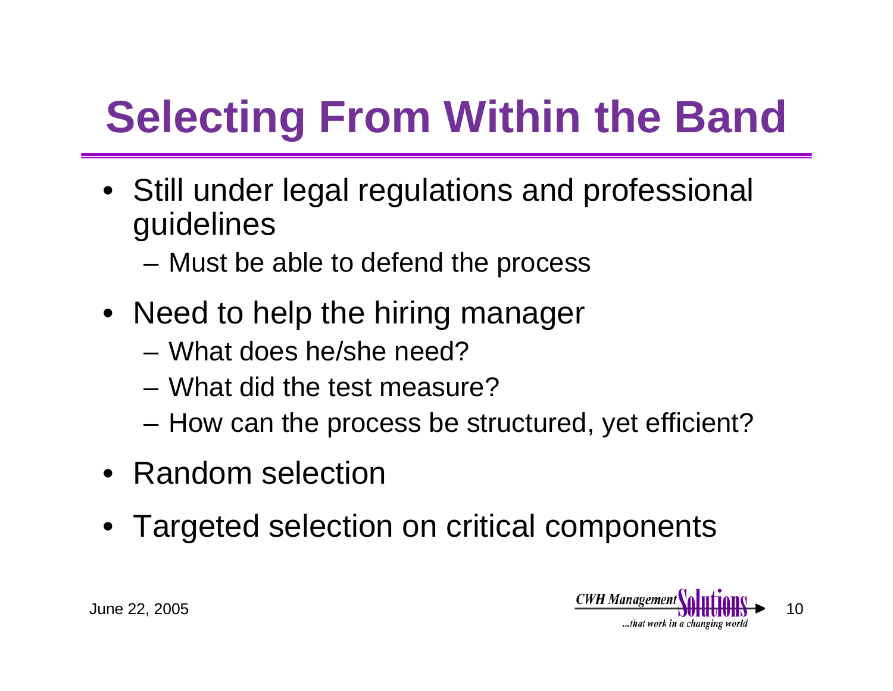# Selecting From Within the Band

- Still under legal regulations and professional guidelines
  - Must be able to defend the process
- Need to help the hiring manager
  - What does he/she need?
  - What did the test measure?
  - How can the process be structured, yet efficient?
- Random selection
- Targeted selection on critical components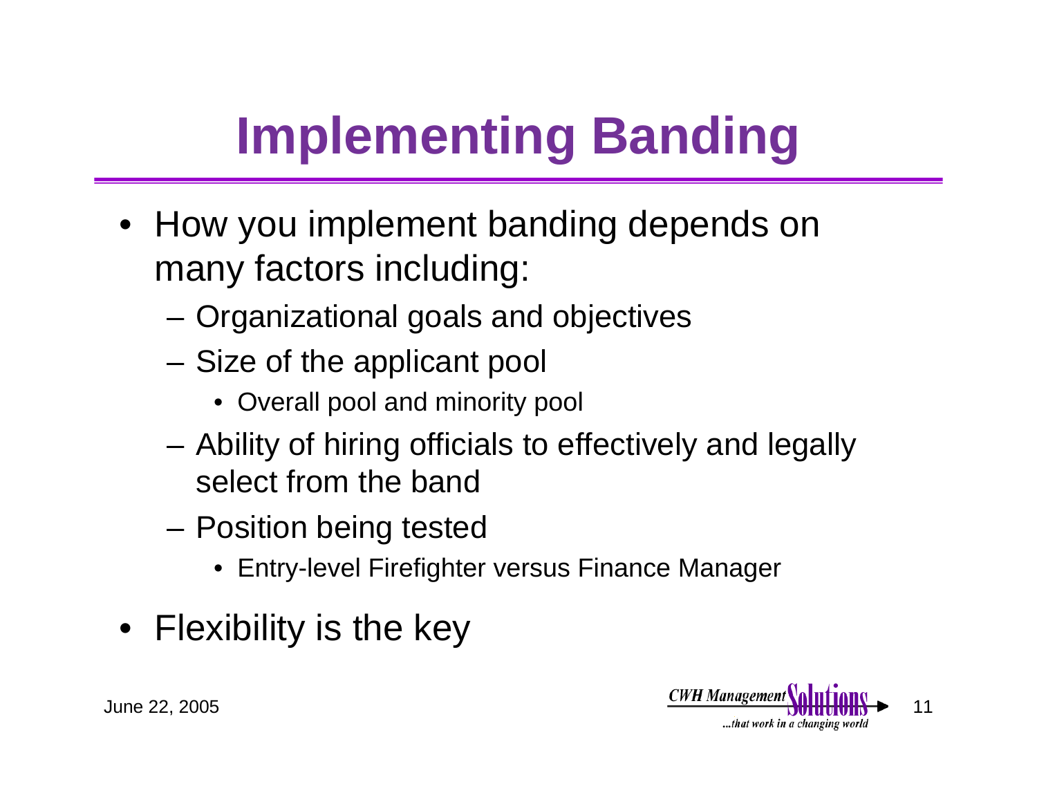# Implementing Banding

- How you implement banding depends on many factors including:
  - Organizational goals and objectives
  - Size of the applicant pool
    - Overall pool and minority pool
  - Ability of hiring officials to effectively and legally select from the band
  - Position being tested
    - Entry-level Firefighter versus Finance Manager
- Flexibility is the key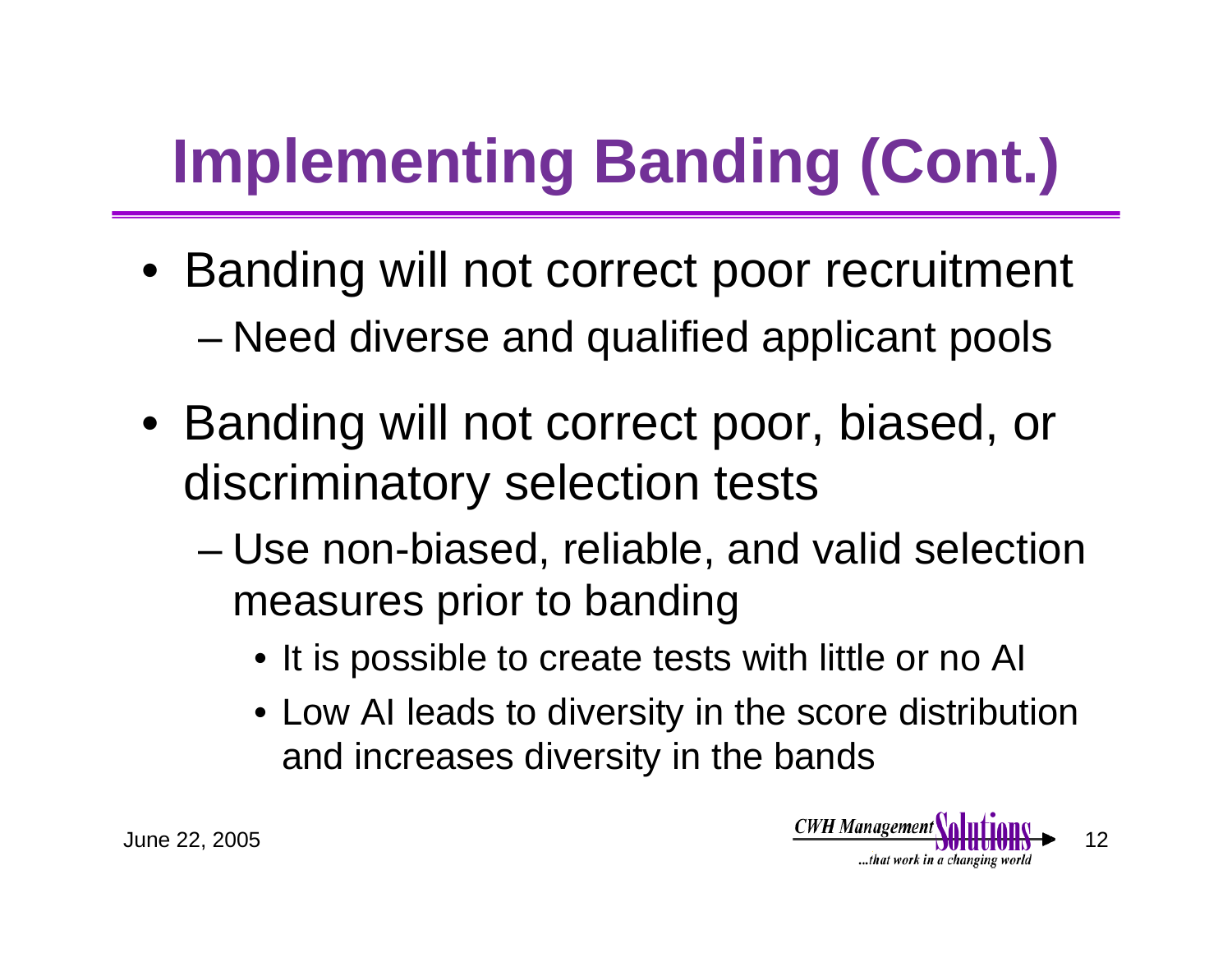# Implementing Banding (Cont.)

- Banding will not correct poor recruitment
  - Need diverse and qualified applicant pools
- Banding will not correct poor, biased, or discriminatory selection tests
  - Use non-biased, reliable, and valid selection measures prior to banding
    - It is possible to create tests with little or no AI
    - Low AI leads to diversity in the score distribution and increases diversity in the bands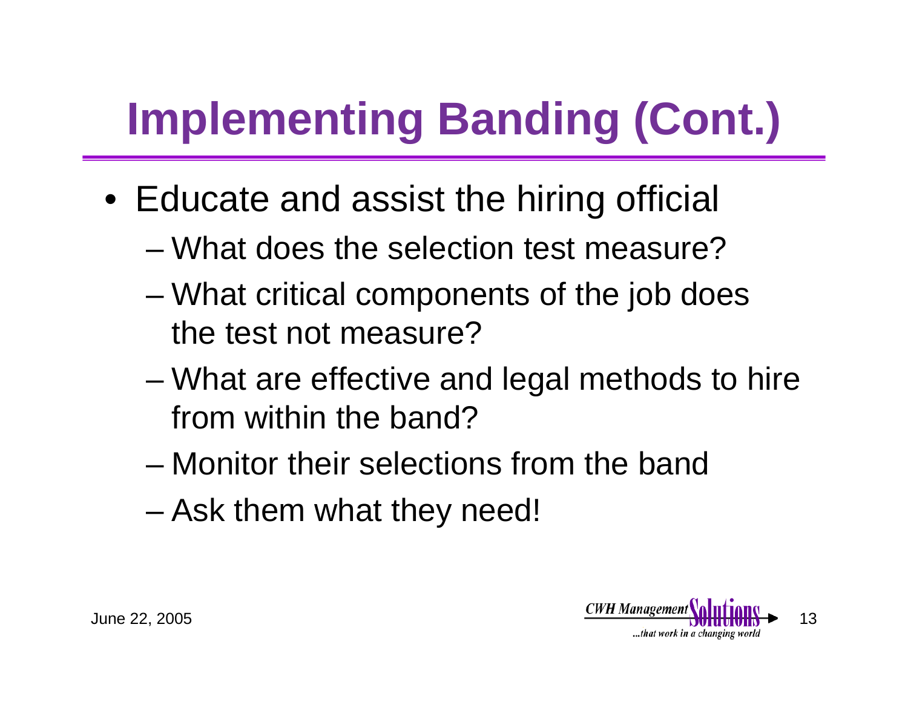# Implementing Banding (Cont.)

- Educate and assist the hiring official
  - What does the selection test measure?
  - What critical components of the job does the test not measure?
  - What are effective and legal methods to hire from within the band?
  - Monitor their selections from the band
  - Ask them what they need!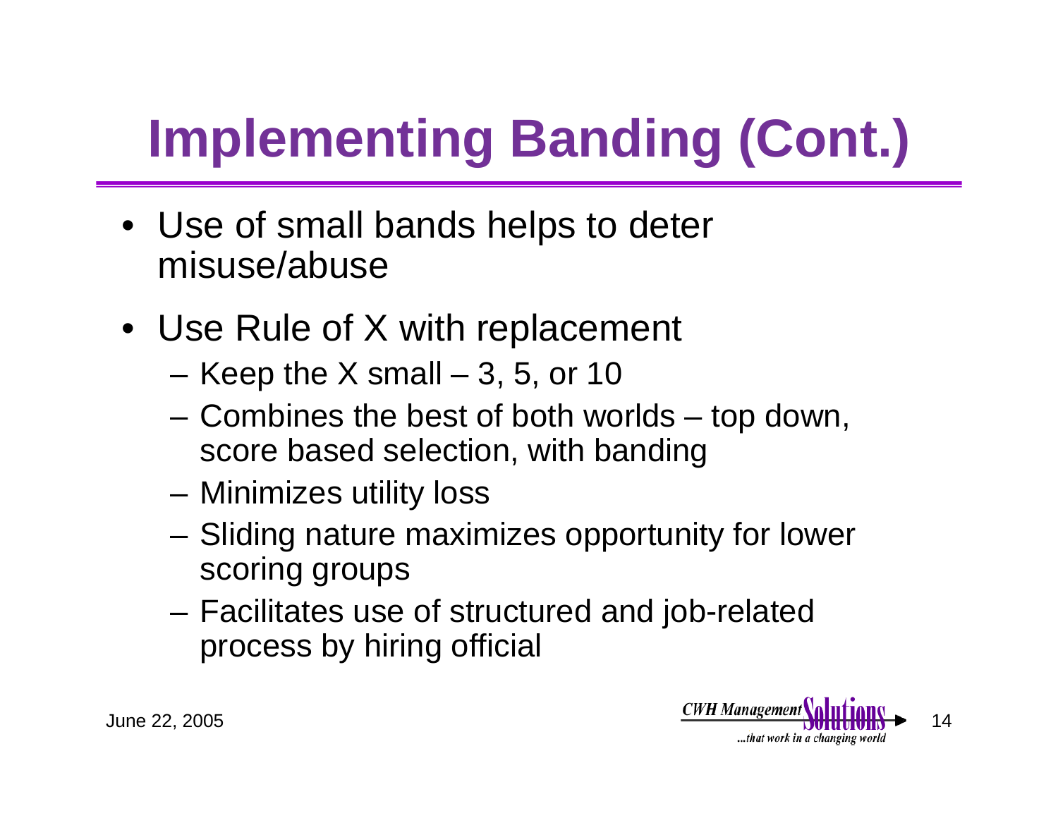# Implementing Banding (Cont.)

- Use of small bands helps to deter misuse/abuse
- Use Rule of X with replacement
  - Keep the X small – 3, 5, or 10
  - Combines the best of both worlds – top down, score based selection, with banding
  - Minimizes utility loss
  - Sliding nature maximizes opportunity for lower scoring groups
  - Facilitates use of structured and job-related process by hiring official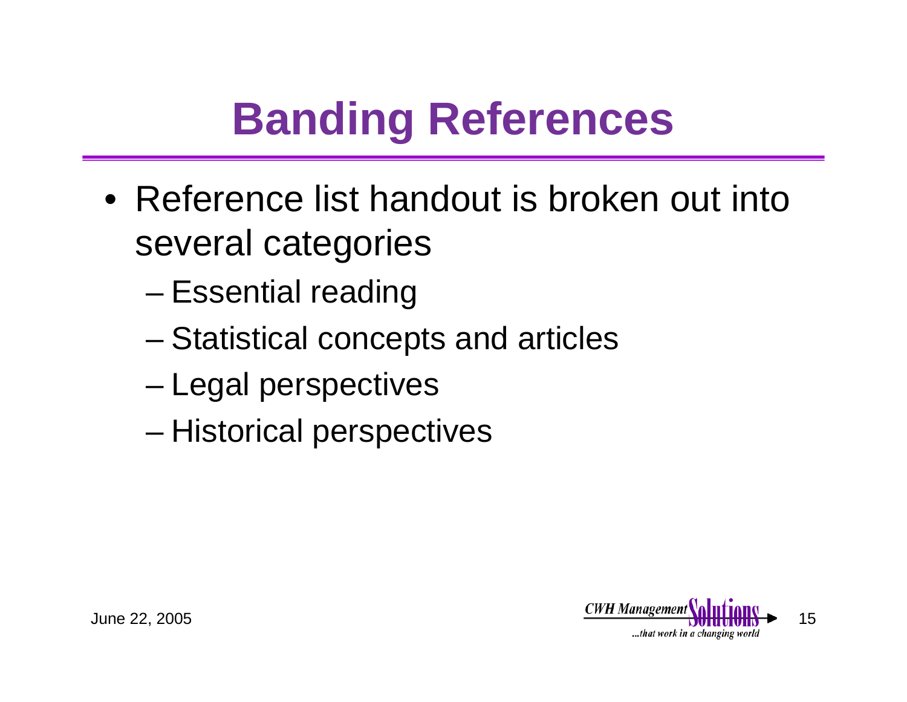# Banding References

- Reference list handout is broken out into several categories
  - Essential reading
  - Statistical concepts and articles
  - Legal perspectives
  - Historical perspectives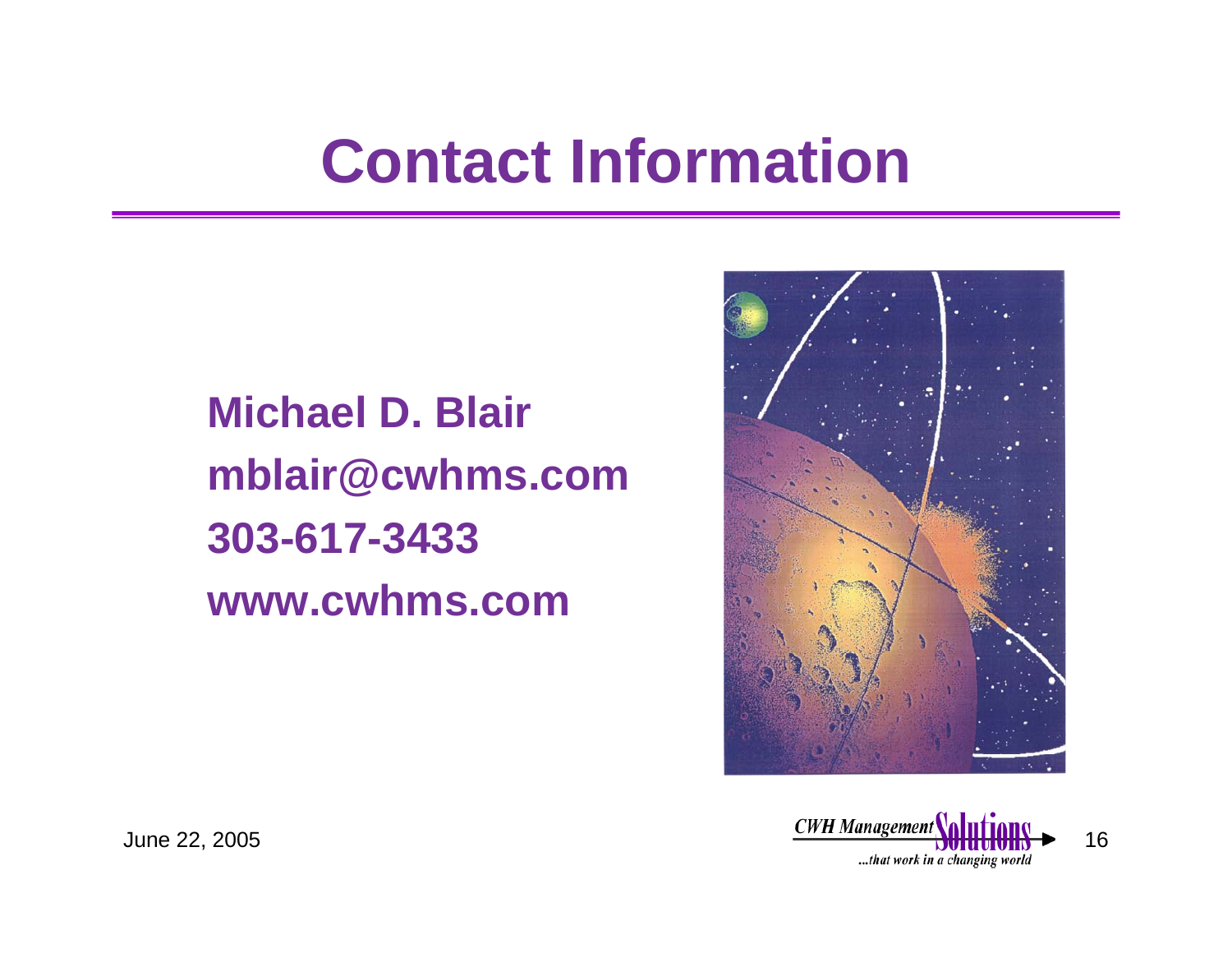# Contact Information

**Michael D. Blair**
**mblair@cwhms.com**
**303-617-3433**
**www.cwhms.com**